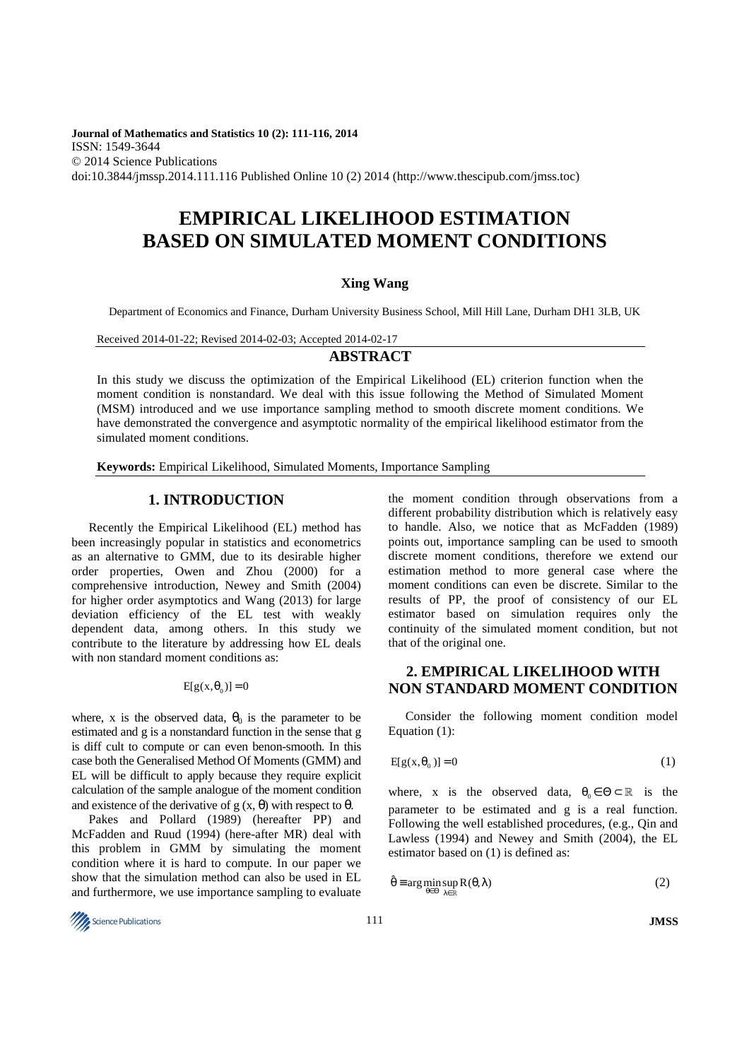Journal of Mathematics and Statistics 10 (2): 111-116, 2014
ISSN: 1549-3644
© 2014 Science Publications
doi:10.3844/jmssp.2014.111.116 Published Online 10 (2) 2014 (http://www.thescipub.com/jmss.toc)

# EMPIRICAL LIKELIHOOD ESTIMATION BASED ON SIMULATED MOMENT CONDITIONS

**Xing Wang**

Department of Economics and Finance, Durham University Business School, Mill Hill Lane, Durham DH1 3LB, UK

Received 2014-01-22; Revised 2014-02-03; Accepted 2014-02-17

## ABSTRACT

In this study we discuss the optimization of the Empirical Likelihood (EL) criterion function when the moment condition is nonstandard. We deal with this issue following the Method of Simulated Moment (MSM) introduced and we use importance sampling method to smooth discrete moment conditions. We have demonstrated the convergence and asymptotic normality of the empirical likelihood estimator from the simulated moment conditions.

**Keywords:** Empirical Likelihood, Simulated Moments, Importance Sampling

## 1. INTRODUCTION

Recently the Empirical Likelihood (EL) method has been increasingly popular in statistics and econometrics as an alternative to GMM, due to its desirable higher order properties, Owen and Zhou (2000) for a comprehensive introduction, Newey and Smith (2004) for higher order asymptotics and Wang (2013) for large deviation efficiency of the EL test with weakly dependent data, among others. In this study we contribute to the literature by addressing how EL deals with non standard moment conditions as:

$$E[g(x,\theta_0)] = 0$$

where, x is the observed data, $\theta_0$ is the parameter to be estimated and g is a nonstandard function in the sense that g is diff cult to compute or can even benon-smooth. In this case both the Generalised Method Of Moments (GMM) and EL will be difficult to apply because they require explicit calculation of the sample analogue of the moment condition and existence of the derivative of $g(x, \theta)$ with respect to $\theta$.

Pakes and Pollard (1989) (hereafter PP) and McFadden and Ruud (1994) (here-after MR) deal with this problem in GMM by simulating the moment condition where it is hard to compute. In our paper we show that the simulation method can also be used in EL and furthermore, we use importance sampling to evaluate the moment condition through observations from a different probability distribution which is relatively easy to handle. Also, we notice that as McFadden (1989) points out, importance sampling can be used to smooth discrete moment conditions, therefore we extend our estimation method to more general case where the moment conditions can even be discrete. Similar to the results of PP, the proof of consistency of our EL estimator based on simulation requires only the continuity of the simulated moment condition, but not that of the original one.

## 2. EMPIRICAL LIKELIHOOD WITH NON STANDARD MOMENT CONDITION

Consider the following moment condition model Equation (1):

$$E[g(x,\theta_0)] = 0 \tag{1}$$

where, x is the observed data, $\theta_0 \in \Theta \subset \mathbb{R}$ is the parameter to be estimated and g is a real function. Following the well established procedures, (e.g., Qin and Lawless (1994) and Newey and Smith (2004), the EL estimator based on (1) is defined as:

$$\hat{\theta} \equiv \arg\min_{\theta\in\Theta} \sup_{\lambda\in\mathbb{R}} R(\theta,\lambda) \tag{2}$$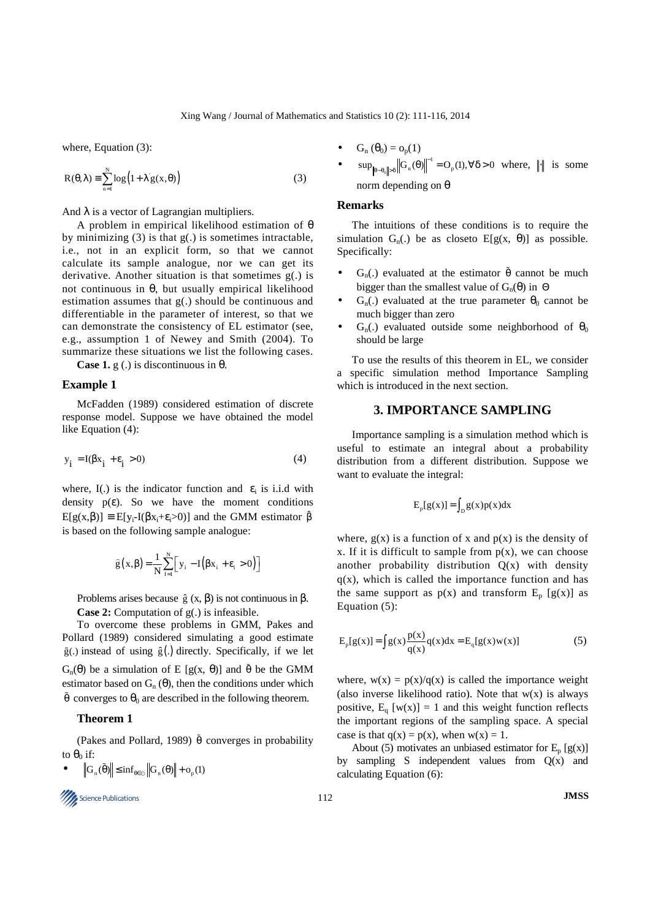where, Equation (3):

$$R(\theta,\lambda) \equiv \sum_{n=1}^{N} \log\left(1+\lambda' g(x,\theta)\right) \tag{3}$$

And $\lambda$ is a vector of Lagrangian multipliers.

A problem in empirical likelihood estimation of $\theta$ by minimizing (3) is that g(.) is sometimes intractable, i.e., not in an explicit form, so that we cannot calculate its sample analogue, nor we can get its derivative. Another situation is that sometimes g(.) is not continuous in $\theta$, but usually empirical likelihood estimation assumes that g(.) should be continuous and differentiable in the parameter of interest, so that we can demonstrate the consistency of EL estimator (see, e.g., assumption 1 of Newey and Smith (2004). To summarize these situations we list the following cases.

**Case 1.** g (.) is discontinuous in $\theta$.

## Example 1

McFadden (1989) considered estimation of discrete response model. Suppose we have obtained the model like Equation (4):

$$y_i = I(\beta x_i + \varepsilon_i > 0) \tag{4}$$

where, I(.) is the indicator function and $\varepsilon_i$ is i.i.d with density $p(\varepsilon)$. So we have the moment conditions $E[g(x,\beta)] \equiv E[y_i - I(\beta x_i + \varepsilon_i > 0)]$ and the GMM estimator $\hat{\beta}$ is based on the following sample analogue:

$$\hat{g}(x,\beta) = \frac{1}{N}\sum_{i=1}^{N}\left[y_i - I\left(\beta x_i + \varepsilon_i > 0\right)\right]$$

Problems arises because $\hat{g}$ (x, $\beta$) is not continuous in $\beta$.

**Case 2:** Computation of g(.) is infeasible.

To overcome these problems in GMM, Pakes and Pollard (1989) considered simulating a good estimate $\tilde{g}(.)$ instead of using $\hat{g}(.)$ directly. Specifically, if we let $G_n(\theta)$ be a simulation of E [g(x, $\theta$)] and $\tilde{\theta}$ be the GMM estimator based on $G_n(\theta)$, then the conditions under which $\tilde{\theta}$ converges to $\theta_0$ are described in the following theorem.

### Theorem 1

(Pakes and Pollard, 1989) $\tilde{\theta}$ converges in probability to $\theta_0$ if:

- $\left\|G_n(\tilde{\theta})\right\| \le \inf_{\theta\in\Theta}\left\|G_n(\theta)\right\| + o_p(1)$
- $G_n(\theta_0) = o_p(1)$
- $\sup_{\|\theta-\theta_0\|>\delta}\left\|G_n(\theta)\right\|^{-1} = O_p(1), \forall\delta > 0$ where, $\|\cdot\|$ is some norm depending on $\theta$

## Remarks

The intuitions of these conditions is to require the simulation $G_n(.)$ be as closeto E[g(x, $\theta$)] as possible. Specifically:

- $G_n(.)$ evaluated at the estimator $\tilde{\theta}$ cannot be much bigger than the smallest value of $G_n(\theta)$ in $\Theta$
- $G_n(.)$ evaluated at the true parameter $\theta_0$ cannot be much bigger than zero
- $G_n(.)$ evaluated outside some neighborhood of $\theta_0$ should be large

To use the results of this theorem in EL, we consider a specific simulation method Importance Sampling which is introduced in the next section.

## 3. IMPORTANCE SAMPLING

Importance sampling is a simulation method which is useful to estimate an integral about a probability distribution from a different distribution. Suppose we want to evaluate the integral:

$$E_p[g(x)] = \int_D g(x)p(x)dx$$

where, g(x) is a function of x and p(x) is the density of x. If it is difficult to sample from p(x), we can choose another probability distribution Q(x) with density q(x), which is called the importance function and has the same support as p(x) and transform $E_p$ [g(x)] as Equation (5):

$$E_p[g(x)] = \int g(x)\frac{p(x)}{q(x)}q(x)dx = E_q[g(x)w(x)] \tag{5}$$

where, w(x) = p(x)/q(x) is called the importance weight (also inverse likelihood ratio). Note that w(x) is always positive, $E_q$ [w(x)] = 1 and this weight function reflects the important regions of the sampling space. A special case is that q(x) = p(x), when w(x) = 1.

About (5) motivates an unbiased estimator for $E_p$ [g(x)] by sampling S independent values from Q(x) and calculating Equation (6):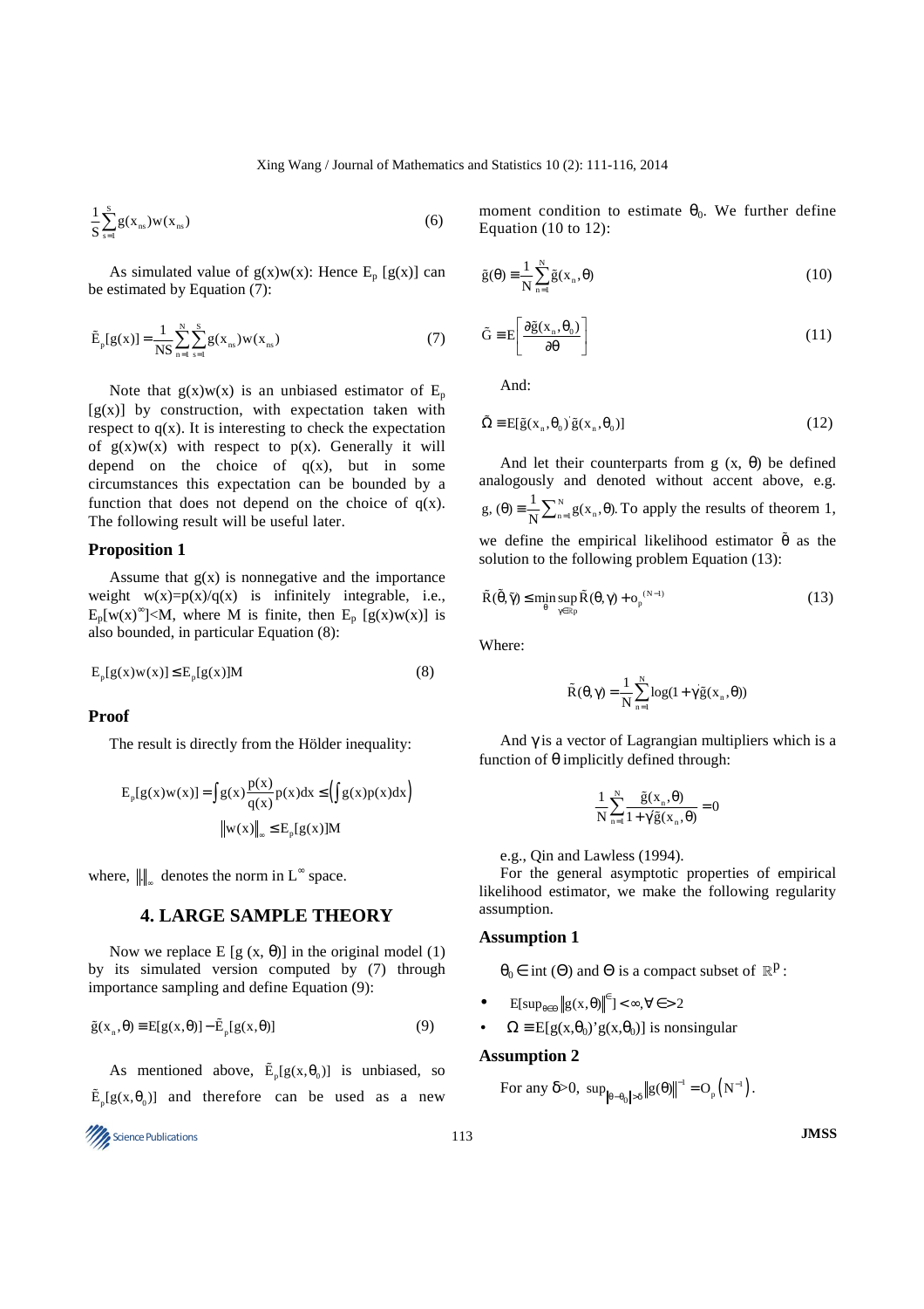$$\frac{1}{S}\sum_{s=1}^{S} g(x_{ns})w(x_{ns}) \tag{6}$$

As simulated value of g(x)w(x): Hence $E_p$ [g(x)] can be estimated by Equation (7):

$$\tilde{E}_p[g(x)] = \frac{1}{NS}\sum_{n=1}^{N}\sum_{s=1}^{S} g(x_{ns})w(x_{ns}) \tag{7}$$

Note that g(x)w(x) is an unbiased estimator of $E_p$ [g(x)] by construction, with expectation taken with respect to q(x). It is interesting to check the expectation of g(x)w(x) with respect to p(x). Generally it will depend on the choice of q(x), but in some circumstances this expectation can be bounded by a function that does not depend on the choice of q(x). The following result will be useful later.

### Proposition 1

Assume that g(x) is nonnegative and the importance weight w(x)=p(x)/q(x) is infinitely integrable, i.e., $E_p[w(x)^{\infty}]$<M, where M is finite, then $E_p$ [g(x)w(x)] is also bounded, in particular Equation (8):

$$E_p[g(x)w(x)] \le E_p[g(x)]M \tag{8}$$

### Proof

The result is directly from the Hölder inequality:

$$E_p[g(x)w(x)] = \int g(x)\frac{p(x)}{q(x)}p(x)dx \le \left(\int g(x)p(x)dx\right) \|w(x)\|_{\infty} \le E_p[g(x)]M$$

where, $\|\cdot\|_{\infty}$ denotes the norm in $L^{\infty}$ space.

## 4. LARGE SAMPLE THEORY

Now we replace E [g (x, θ)] in the original model (1) by its simulated version computed by (7) through importance sampling and define Equation (9):

$$\tilde{g}(x_n, \theta) \equiv E[g(x,\theta)] - \tilde{E}_p[g(x,\theta)] \tag{9}$$

As mentioned above, $\tilde{E}_p[g(x,\theta_0)]$ is unbiased, so $\tilde{E}_p[g(x,\theta_0)]$ and therefore can be used as a new moment condition to estimate $\theta_0$. We further define Equation (10 to 12):

$$\tilde{g}(\theta) \equiv \frac{1}{N}\sum_{n=1}^{N}\tilde{g}(x_n, \theta) \tag{10}$$

$$\tilde{G} \equiv E\left[\frac{\partial \tilde{g}(x_n, \theta_0)}{\partial \theta}\right] \tag{11}$$

And:

$$\tilde{\Omega} \equiv E[\tilde{g}(x_n, \theta_0)'\tilde{g}(x_n, \theta_0)] \tag{12}$$

And let their counterparts from g (x, θ) be defined analogously and denoted without accent above, e.g. $g, (\theta) \equiv \frac{1}{N}\sum_{n=1}^{N} g(x_n, \theta)$. To apply the results of theorem 1, we define the empirical likelihood estimator $\tilde{\theta}$ as the solution to the following problem Equation (13):

$$\tilde{R}(\tilde{\theta}, \tilde{\gamma}) \le \min_{\theta}\sup_{\gamma \in \mathbb{R}^p} \tilde{R}(\theta, \gamma) + o_p^{(N-1)} \tag{13}$$

Where:

$$\tilde{R}(\theta, \gamma) = \frac{1}{N}\sum_{n=1}^{N}\log(1 + \gamma'\tilde{g}(x_n, \theta))$$

And γ is a vector of Lagrangian multipliers which is a function of θ implicitly defined through:

$$\frac{1}{N}\sum_{n=1}^{N}\frac{\tilde{g}(x_n, \theta)}{1 + \gamma'\tilde{g}(x_n, \theta)} = 0$$

e.g., Qin and Lawless (1994).

For the general asymptotic properties of empirical likelihood estimator, we make the following regularity assumption.

### Assumption 1

$\theta_0 \in$ int (Θ) and Θ is a compact subset of $\mathbb{R}^p$:

- $E[\sup_{\theta \in \Theta}\|g(x,\theta)\|^{\epsilon}] < \infty, \forall \epsilon > 2$
- $\Omega \equiv E[g(x,\theta_0)'g(x,\theta_0)]$ is nonsingular

### Assumption 2

For any δ>0, $\sup_{\|\theta-\theta_0\|>\delta}\|g(\theta)\|^{-1} = O_p\left(N^{-1}\right)$.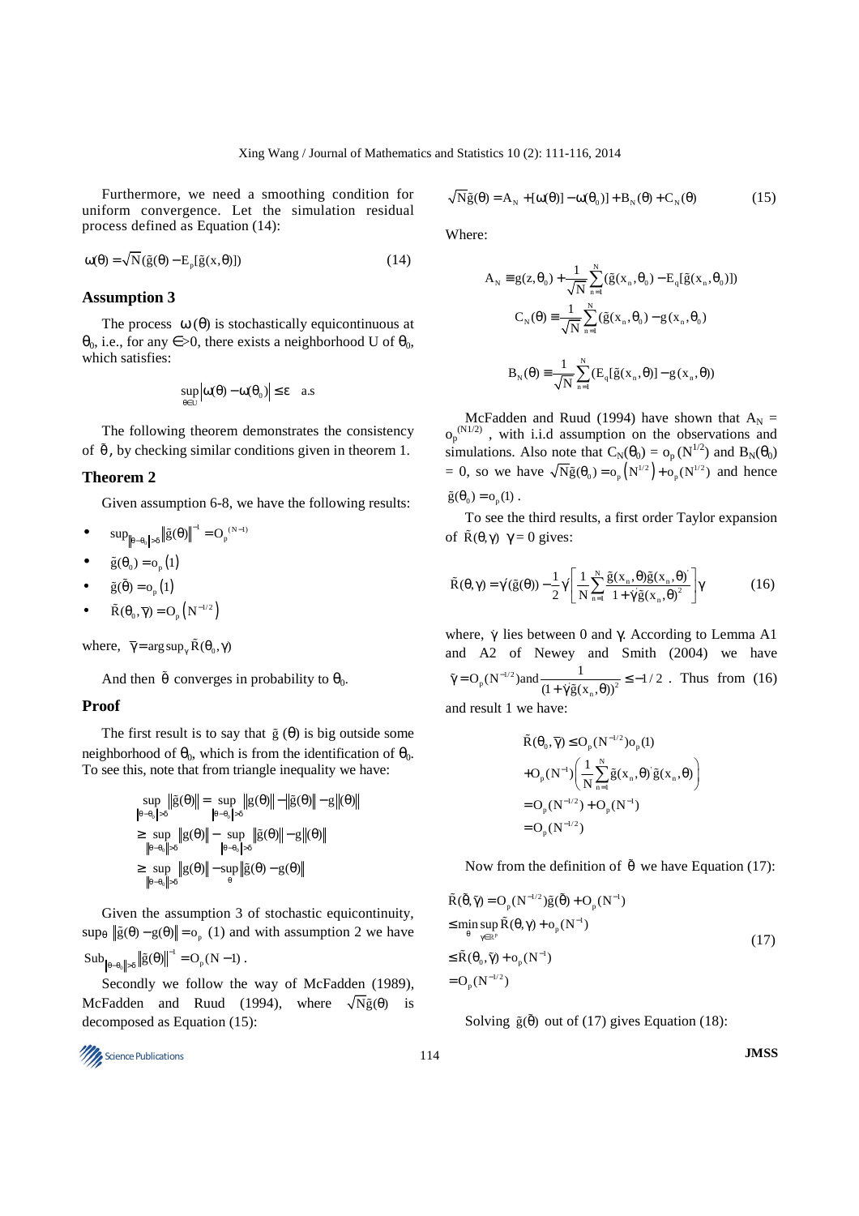Furthermore, we need a smoothing condition for uniform convergence. Let the simulation residual process defined as Equation (14):

$$\omega(\theta) = \sqrt{N}(\tilde{g}(\theta) - E_p[\tilde{g}(x,\theta)]) \tag{14}$$

### Assumption 3

The process $\omega(\theta)$ is stochastically equicontinuous at $\theta_0$, i.e., for any $\in$>0, there exists a neighborhood U of $\theta_0$, which satisfies:

$$\sup_{\theta \in U} \left| \omega(\theta) - \omega(\theta_0) \right| \leq \varepsilon \quad \text{a.s}$$

The following theorem demonstrates the consistency of $\tilde{\theta}$, by checking similar conditions given in theorem 1.

### Theorem 2

Given assumption 6-8, we have the following results:

- $\sup_{\|\theta-\theta_0\|>\delta} \|\tilde{g}(\theta)\|^{-1} = O_p^{(N-1)}$
- $\tilde{g}(\theta_0) = o_p(1)$
- $\tilde{g}(\tilde{\theta}) = o_p(1)$
- $\tilde{R}(\theta_0, \bar{\gamma}) = O_p(N^{-1/2})$

where, $\bar{\gamma} = \arg\sup_\gamma \tilde{R}(\theta_0, \gamma)$

And then $\tilde{\theta}$ converges in probability to $\theta_0$.

### Proof

The first result is to say that $\tilde{g}(\theta)$ is big outside some neighborhood of $\theta_0$, which is from the identification of $\theta_0$. To see this, note that from triangle inequality we have:

$$\begin{aligned}
&\sup_{\|\theta-\theta_0\|>\delta} \|\tilde{g}(\theta)\| = \sup_{\|\theta-\theta_0\|>\delta} \|g(\theta)\| - \|\tilde{g}(\theta)\| - g\|(\theta)\| \\
&\geq \sup_{\|\theta-\theta_0\|>\delta} \|g(\theta)\| - \sup_{\|\theta-\theta_0\|>\delta} \|\tilde{g}(\theta)\| - g\|(\theta)\| \\
&\geq \sup_{\|\theta-\theta_0\|>\delta} \|g(\theta)\| - \sup_{\theta} \|\tilde{g}(\theta) - g(\theta)\|
\end{aligned}$$

Given the assumption 3 of stochastic equicontinuity, $\sup_\theta \|\tilde{g}(\theta) - g(\theta)\| = o_p(1)$ and with assumption 2 we have $\text{Sub}_{\|\theta-\theta_0\|>\delta} \|\tilde{g}(\theta)\|^{-1} = O_p(N-1)$.

Secondly we follow the way of McFadden (1989), McFadden and Ruud (1994), where $\sqrt{N}\tilde{g}(\theta)$ is decomposed as Equation (15):

$$\sqrt{N}\tilde{g}(\theta) = A_N + [\omega(\theta)] - \omega(\theta_0)] + B_N(\theta) + C_N(\theta) \tag{15}$$

Where:

$$A_N \equiv g(z,\theta_0) + \frac{1}{\sqrt{N}} \sum_{n=1}^{N} (\tilde{g}(x_n,\theta_0) - E_q[\tilde{g}(x_n,\theta_0)])$$

$$C_N(\theta) \equiv \frac{1}{\sqrt{N}} \sum_{n=1}^{N} (\tilde{g}(x_n,\theta_0) - g(x_n,\theta_0))$$

$$B_N(\theta) \equiv \frac{1}{\sqrt{N}} \sum_{n=1}^{N} (E_q[\tilde{g}(x_n,\theta)] - g(x_n,\theta))$$

McFadden and Ruud (1994) have shown that $A_N = o_p^{(N1/2)}$, with i.i.d assumption on the observations and simulations. Also note that $C_N(\theta_0) = o_p(N^{1/2})$ and $B_N(\theta_0) = 0$, so we have $\sqrt{N}\tilde{g}(\theta_0) = o_p(N^{1/2}) + o_p(N^{1/2})$ and hence $\tilde{g}(\theta_0) = o_p(1)$.

To see the third results, a first order Taylor expansion of $\tilde{R}(\theta, \gamma)$ $\gamma = 0$ gives:

$$\tilde{R}(\theta,\gamma) = \gamma'(\tilde{g}(\theta)) - \frac{1}{2}\gamma' \left[ \frac{1}{N} \sum_{n=1}^{N} \frac{\tilde{g}(x_n,\theta)\tilde{g}(x_n,\theta)'}{1 + \dot{\gamma}\tilde{g}(x_n,\theta)^2} \right] \gamma \tag{16}$$

where, $\dot{\gamma}$ lies between 0 and $\gamma$. According to Lemma A1 and A2 of Newey and Smith (2004) we have $\bar{\gamma} = O_p(N^{-1/2})$ and $\frac{1}{(1+\dot{\gamma}\tilde{g}(x_n,\theta))^2} \leq -1/2$. Thus from (16) and result 1 we have:

$$\begin{aligned}
&\tilde{R}(\theta_0, \bar{\gamma}) \leq O_p(N^{-1/2}) o_p(1) \\
&+ O_p(N^{-1}) \left( \frac{1}{N} \sum_{n=1}^{N} \tilde{g}(x_n,\theta)' \tilde{g}(x_n,\theta) \right) \\
&= O_p(N^{-1/2}) + O_p(N^{-1}) \\
&= O_p(N^{-1/2})
\end{aligned}$$

Now from the definition of $\tilde{\theta}$ we have Equation (17):

$$\begin{aligned}
&\tilde{R}(\tilde{\theta}, \tilde{\gamma}) = O_p(N^{-1/2})\tilde{g}(\tilde{\theta}) + O_p(N^{-1}) \\
&\leq \min_\theta \sup_{\gamma \in \mathbb{R}^p} \tilde{R}(\theta, \gamma) + o_p(N^{-1}) \\
&\leq \tilde{R}(\theta_0, \bar{\gamma}) + o_p(N^{-1}) \\
&= O_p(N^{-1/2})
\end{aligned} \tag{17}$$

Solving $\tilde{g}(\tilde{\theta})$ out of (17) gives Equation (18):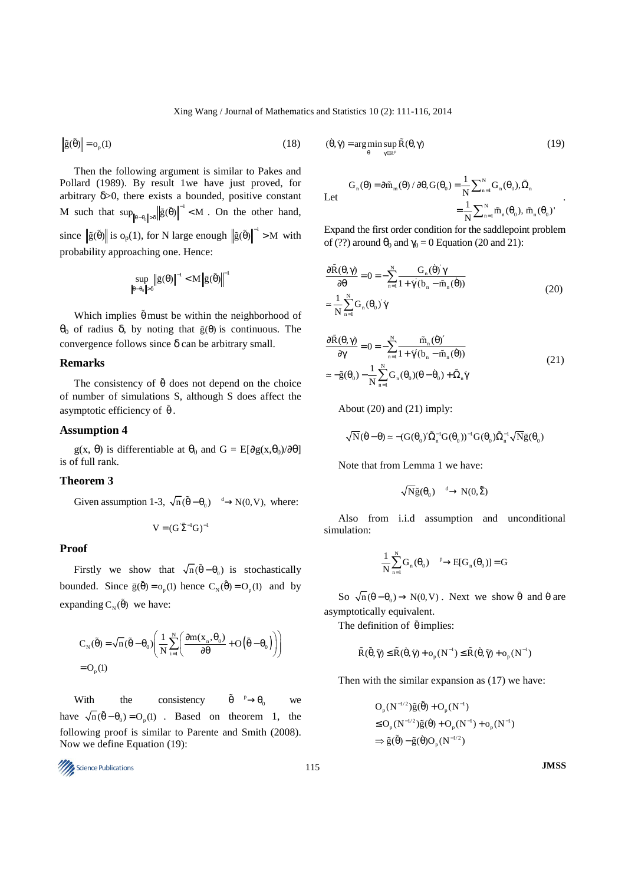$$\left\|\tilde{g}(\tilde{\theta})\right\| = o_p(1) \tag{18}$$

Then the following argument is similar to Pakes and Pollard (1989). By result 1we have just proved, for arbitrary δ>0, there exists a bounded, positive constant M such that $\sup_{\|\theta-\theta_0\|>\delta}\left\|\tilde{g}(\tilde{\theta})\right\|^{-1} < M$ . On the other hand, since $\left\|\tilde{g}(\tilde{\theta})\right\|$ is $o_p(1)$, for N large enough $\left\|\tilde{g}(\tilde{\theta})\right\|^{-1} > M$ with probability approaching one. Hence:

$$\sup_{\|\theta-\theta_0\|>\delta}\left\|\tilde{g}(\theta)\right\|^{-1} < M\left\|\tilde{g}(\tilde{\theta})\right\|^{-1}$$

Which implies $\tilde{\theta}$ must be within the neighborhood of $\theta_0$ of radius δ, by noting that $\tilde{g}(\theta)$ is continuous. The convergence follows since δ can be arbitrary small.

### Remarks

The consistency of $\tilde{\theta}$ does not depend on the choice of number of simulations S, although S does affect the asymptotic efficiency of $\tilde{\theta}$.

### Assumption 4

$g(x, \theta)$ is differentiable at $\theta_0$ and $G = E[\partial g(x,\theta_0)/\partial\theta]$ is of full rank.

### Theorem 3

Given assumption 1-3, $\sqrt{n}(\tilde{\theta}-\theta_0) \xrightarrow{d} N(0,V)$, where:

$$V = (G'\tilde{\Sigma}^{-1}G)^{-1}$$

### Proof

Firstly we show that $\sqrt{n}(\tilde{\theta}-\theta_0)$ is stochastically bounded. Since $\tilde{g}(\tilde{\theta}) = o_p(1)$ hence $C_N(\hat{\theta}) = O_p(1)$ and by expanding $C_N(\tilde{\theta})$ we have:

$$C_N(\tilde{\theta}) = \sqrt{n}(\tilde{\theta}-\theta_0)\left(\frac{1}{N}\sum_{i=1}^{N}\left(\frac{\partial m(x_n,\theta_0)}{\partial\theta} + O\left(\tilde{\theta}-\theta_0\right)\right)\right)$$
$$= O_p(1)$$

With the consistency $\tilde{\theta} \xrightarrow{p} \theta_0$ we have $\sqrt{n}(\tilde{\theta}-\theta_0) = O_p(1)$ . Based on theorem 1, the following proof is similar to Parente and Smith (2008). Now we define Equation (19):

$$(\dot{\theta},\dot{\gamma}) = \arg\min_{\theta}\sup_{\gamma\in\mathbb{R}^p}\tilde{R}(\theta,\gamma) \tag{19}$$

Let $G_n(\theta) = \partial\tilde{m}_m(\theta)/\partial\theta, G(\theta_0) = \frac{1}{N}\sum_{n=1}^{N}G_n(\theta_0), \tilde{\Omega}_n = \frac{1}{N}\sum_{n=1}^{N}\tilde{m}_n(\theta_0), \tilde{m}_n(\theta_0)'$.

Expand the first order condition for the saddlepoint problem of (??) around $\theta_0$ and $\gamma_0 = 0$ Equation (20 and 21):

$$\begin{aligned}\frac{\partial\tilde{R}(\theta,\gamma)}{\partial\theta} &= 0 = -\sum_{n=1}^{N}\frac{G_n(\dot{\theta})'\gamma}{1+\dot{\gamma}'(b_n-\tilde{m}_n(\dot{\theta}))} \\ &\simeq \frac{1}{N}\sum_{n=1}^{N}G_n(\theta_0)'\dot{\gamma}\end{aligned} \tag{20}$$

$$\begin{aligned}\frac{\partial\tilde{R}(\theta,\gamma)}{\partial\gamma} &= 0 = -\sum_{n=1}^{N}\frac{\tilde{m}_n(\dot{\theta})'}{1+\dot{\gamma}'(b_n-\tilde{m}_n(\dot{\theta}))} \\ &\simeq -\tilde{g}(\theta_0) - \frac{1}{N}\sum_{n=1}^{N}G_n(\theta_0)(\theta-\dot{\theta}_0) + \tilde{\Omega}_n\dot{\gamma}\end{aligned} \tag{21}$$

About (20) and (21) imply:

$$\sqrt{N}(\dot{\theta}-\theta) \simeq -(G(\theta_0)'\tilde{\Omega}_n^{-1}G(\theta_0))^{-1}G(\theta_0)\tilde{\Omega}_n^{-1}\sqrt{N}\tilde{g}(\theta_0)$$

Note that from Lemma 1 we have:

$$\sqrt{N}\tilde{g}(\theta_0) \xrightarrow{d} N(0,\tilde{\Sigma})$$

Also from i.i.d assumption and unconditional simulation:

$$\frac{1}{N}\sum_{n=1}^{N}G_n(\theta_0) \xrightarrow{p} E[G_n(\theta_0)] = G$$

So $\sqrt{n}(\dot{\theta}-\theta_0) \to N(0,V)$. Next we show $\tilde{\theta}$ and $\dot{\theta}$ are asymptotically equivalent.

The definition of $\tilde{\theta}$ implies:

$$\tilde{R}(\tilde{\theta},\tilde{\gamma}) \le \tilde{R}(\dot{\theta},\dot{\gamma}) + o_p(N^{-1}) \le \tilde{R}(\dot{\theta},\tilde{\gamma}) + o_p(N^{-1})$$

Then with the similar expansion as (17) we have:

$$\begin{aligned}&O_p(N^{-1/2})\tilde{g}(\tilde{\theta}) + O_p(N^{-1}) \\ &\le O_p(N^{-1/2})\tilde{g}(\dot{\theta}) + O_p(N^{-1}) + o_p(N^{-1}) \\ &\Rightarrow \tilde{g}(\tilde{\theta}) - \tilde{g}(\dot{\theta})O_p(N^{-1/2})\end{aligned}$$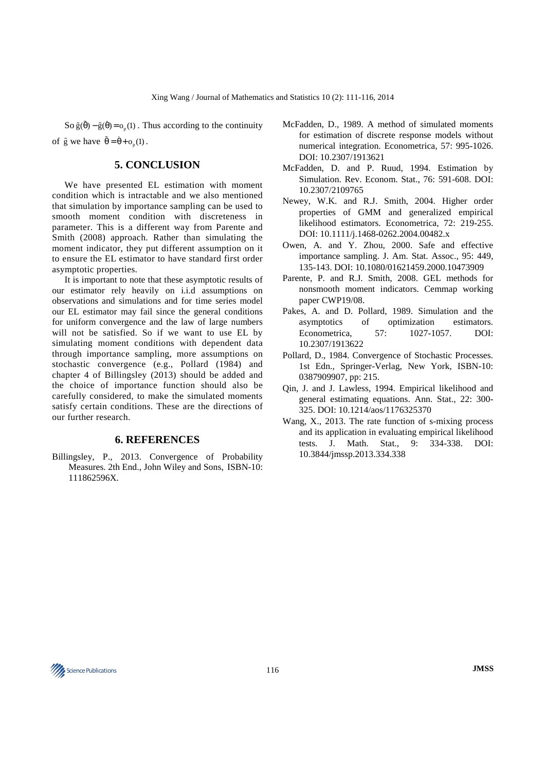So $\tilde{g}(\tilde{\theta}) - \tilde{g}(\dot{\theta}) = o_p(1)$. Thus according to the continuity of $\tilde{g}$ we have $\tilde{\theta} = \dot{\theta} + o_p(1)$.

## 5. CONCLUSION

We have presented EL estimation with moment condition which is intractable and we also mentioned that simulation by importance sampling can be used to smooth moment condition with discreteness in parameter. This is a different way from Parente and Smith (2008) approach. Rather than simulating the moment indicator, they put different assumption on it to ensure the EL estimator to have standard first order asymptotic properties.

It is important to note that these asymptotic results of our estimator rely heavily on i.i.d assumptions on observations and simulations and for time series model our EL estimator may fail since the general conditions for uniform convergence and the law of large numbers will not be satisfied. So if we want to use EL by simulating moment conditions with dependent data through importance sampling, more assumptions on stochastic convergence (e.g., Pollard (1984) and chapter 4 of Billingsley (2013) should be added and the choice of importance function should also be carefully considered, to make the simulated moments satisfy certain conditions. These are the directions of our further research.

## 6. REFERENCES

Billingsley, P., 2013. Convergence of Probability Measures. 2th End., John Wiley and Sons, ISBN-10: 111862596X.

McFadden, D., 1989. A method of simulated moments for estimation of discrete response models without numerical integration. Econometrica, 57: 995-1026. DOI: 10.2307/1913621

McFadden, D. and P. Ruud, 1994. Estimation by Simulation. Rev. Econom. Stat., 76: 591-608. DOI: 10.2307/2109765

Newey, W.K. and R.J. Smith, 2004. Higher order properties of GMM and generalized empirical likelihood estimators. Econometrica, 72: 219-255. DOI: 10.1111/j.1468-0262.2004.00482.x

Owen, A. and Y. Zhou, 2000. Safe and effective importance sampling. J. Am. Stat. Assoc., 95: 449, 135-143. DOI: 10.1080/01621459.2000.10473909

Parente, P. and R.J. Smith, 2008. GEL methods for nonsmooth moment indicators. Cemmap working paper CWP19/08.

Pakes, A. and D. Pollard, 1989. Simulation and the asymptotics of optimization estimators. Econometrica, 57: 1027-1057. DOI: 10.2307/1913622

Pollard, D., 1984. Convergence of Stochastic Processes. 1st Edn., Springer-Verlag, New York, ISBN-10: 0387909907, pp: 215.

Qin, J. and J. Lawless, 1994. Empirical likelihood and general estimating equations. Ann. Stat., 22: 300-325. DOI: 10.1214/aos/1176325370

Wang, X., 2013. The rate function of s-mixing process and its application in evaluating empirical likelihood tests. J. Math. Stat., 9: 334-338. DOI: 10.3844/jmssp.2013.334.338